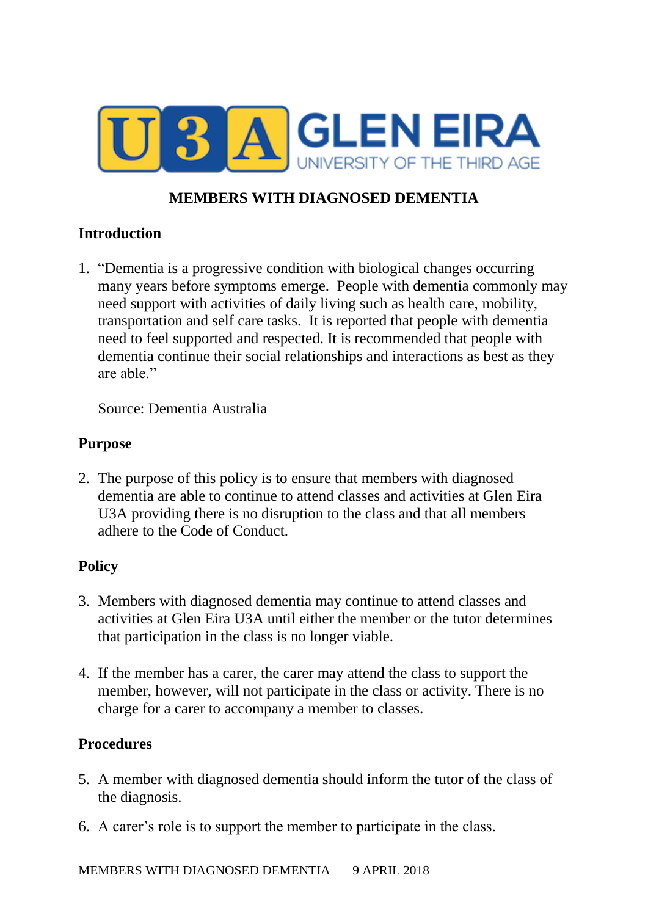U3A GLEN EIRA
UNIVERSITY OF THE THIRD AGE

# MEMBERS WITH DIAGNOSED DEMENTIA

## Introduction

1. "Dementia is a progressive condition with biological changes occurring many years before symptoms emerge. People with dementia commonly may need support with activities of daily living such as health care, mobility, transportation and self care tasks. It is reported that people with dementia need to feel supported and respected. It is recommended that people with dementia continue their social relationships and interactions as best as they are able."

   Source: Dementia Australia

## Purpose

2. The purpose of this policy is to ensure that members with diagnosed dementia are able to continue to attend classes and activities at Glen Eira U3A providing there is no disruption to the class and that all members adhere to the Code of Conduct.

## Policy

3. Members with diagnosed dementia may continue to attend classes and activities at Glen Eira U3A until either the member or the tutor determines that participation in the class is no longer viable.

4. If the member has a carer, the carer may attend the class to support the member, however, will not participate in the class or activity. There is no charge for a carer to accompany a member to classes.

## Procedures

5. A member with diagnosed dementia should inform the tutor of the class of the diagnosis.

6. A carer's role is to support the member to participate in the class.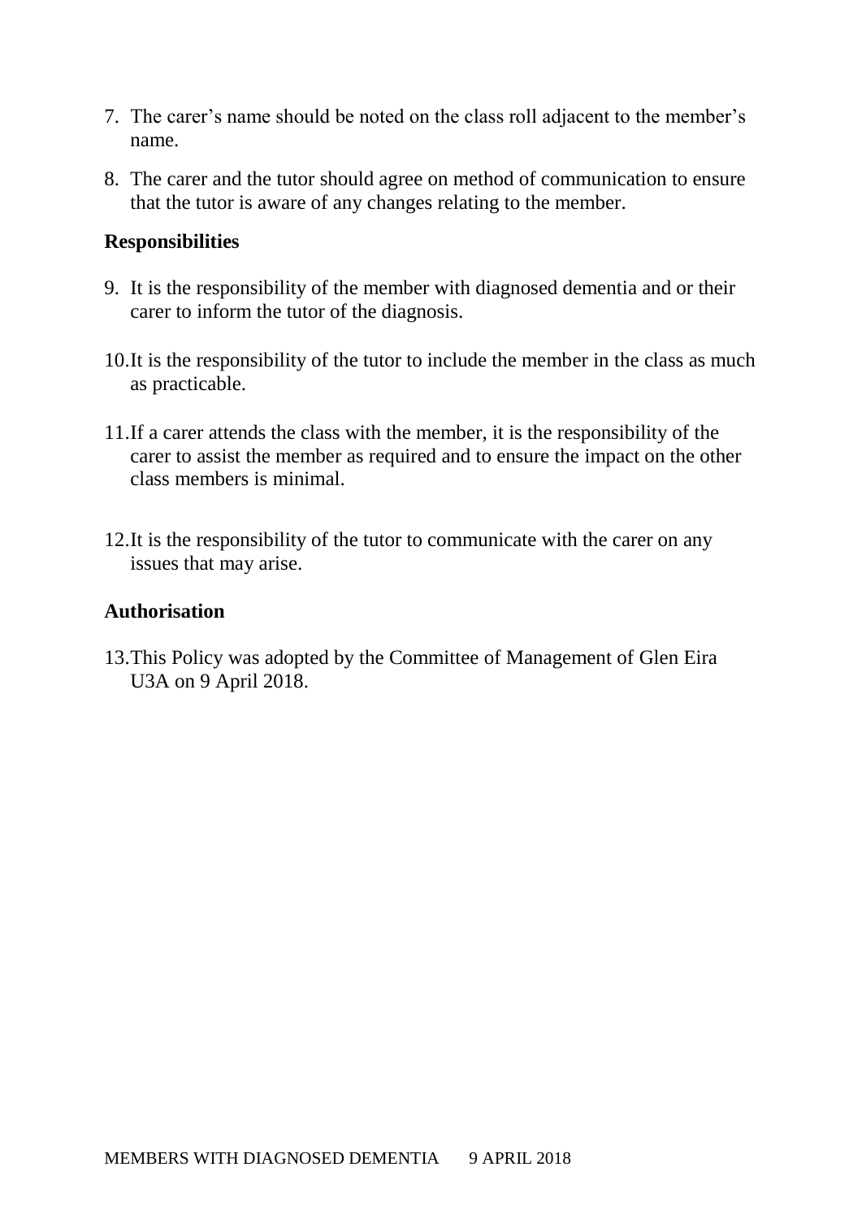7. The carer's name should be noted on the class roll adjacent to the member's name.

8. The carer and the tutor should agree on method of communication to ensure that the tutor is aware of any changes relating to the member.

**Responsibilities**

9. It is the responsibility of the member with diagnosed dementia and or their carer to inform the tutor of the diagnosis.

10. It is the responsibility of the tutor to include the member in the class as much as practicable.

11. If a carer attends the class with the member, it is the responsibility of the carer to assist the member as required and to ensure the impact on the other class members is minimal.

12. It is the responsibility of the tutor to communicate with the carer on any issues that may arise.

**Authorisation**

13. This Policy was adopted by the Committee of Management of Glen Eira U3A on 9 April 2018.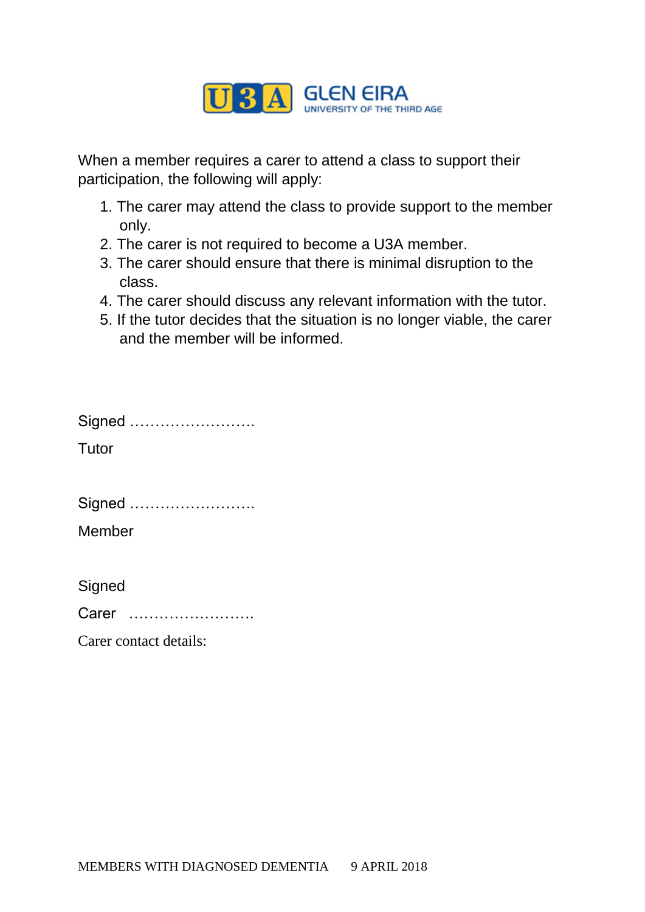U3A GLEN EIRA
UNIVERSITY OF THE THIRD AGE

When a member requires a carer to attend a class to support their participation, the following will apply:

1. The carer may attend the class to provide support to the member only.
2. The carer is not required to become a U3A member.
3. The carer should ensure that there is minimal disruption to the class.
4. The carer should discuss any relevant information with the tutor.
5. If the tutor decides that the situation is no longer viable, the carer and the member will be informed.

Signed …………………….

Tutor

Signed …………………….

Member

Signed

Carer …………………….

Carer contact details:

MEMBERS WITH DIAGNOSED DEMENTIA 9 APRIL 2018